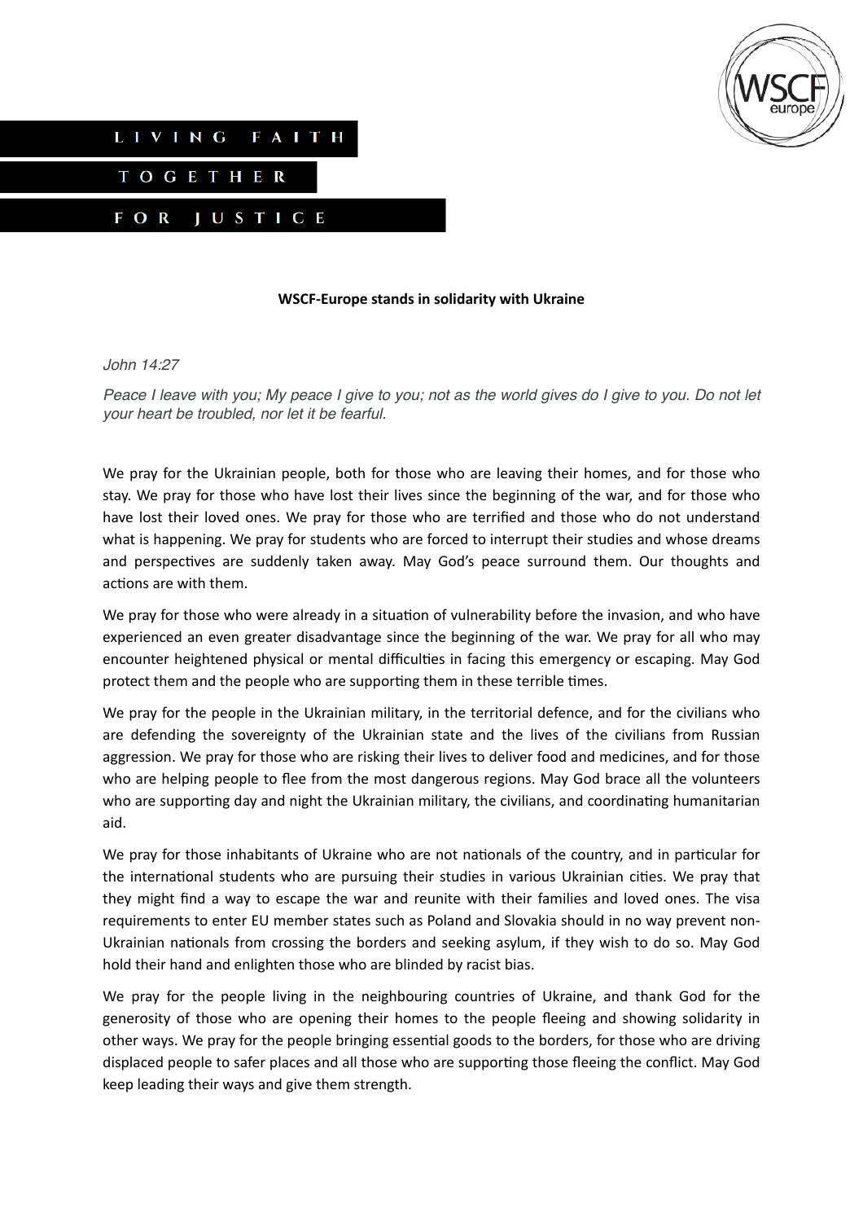LIVING FAITH

TOGETHER

FOR JUSTICE

**WSCF-Europe stands in solidarity with Ukraine**

*John 14:27*

*Peace I leave with you; My peace I give to you; not as the world gives do I give to you. Do not let your heart be troubled, nor let it be fearful.*

We pray for the Ukrainian people, both for those who are leaving their homes, and for those who stay. We pray for those who have lost their lives since the beginning of the war, and for those who have lost their loved ones. We pray for those who are terrified and those who do not understand what is happening. We pray for students who are forced to interrupt their studies and whose dreams and perspectives are suddenly taken away. May God's peace surround them. Our thoughts and actions are with them.

We pray for those who were already in a situation of vulnerability before the invasion, and who have experienced an even greater disadvantage since the beginning of the war. We pray for all who may encounter heightened physical or mental difficulties in facing this emergency or escaping. May God protect them and the people who are supporting them in these terrible times.

We pray for the people in the Ukrainian military, in the territorial defence, and for the civilians who are defending the sovereignty of the Ukrainian state and the lives of the civilians from Russian aggression. We pray for those who are risking their lives to deliver food and medicines, and for those who are helping people to flee from the most dangerous regions. May God brace all the volunteers who are supporting day and night the Ukrainian military, the civilians, and coordinating humanitarian aid.

We pray for those inhabitants of Ukraine who are not nationals of the country, and in particular for the international students who are pursuing their studies in various Ukrainian cities. We pray that they might find a way to escape the war and reunite with their families and loved ones. The visa requirements to enter EU member states such as Poland and Slovakia should in no way prevent non-Ukrainian nationals from crossing the borders and seeking asylum, if they wish to do so. May God hold their hand and enlighten those who are blinded by racist bias.

We pray for the people living in the neighbouring countries of Ukraine, and thank God for the generosity of those who are opening their homes to the people fleeing and showing solidarity in other ways. We pray for the people bringing essential goods to the borders, for those who are driving displaced people to safer places and all those who are supporting those fleeing the conflict. May God keep leading their ways and give them strength.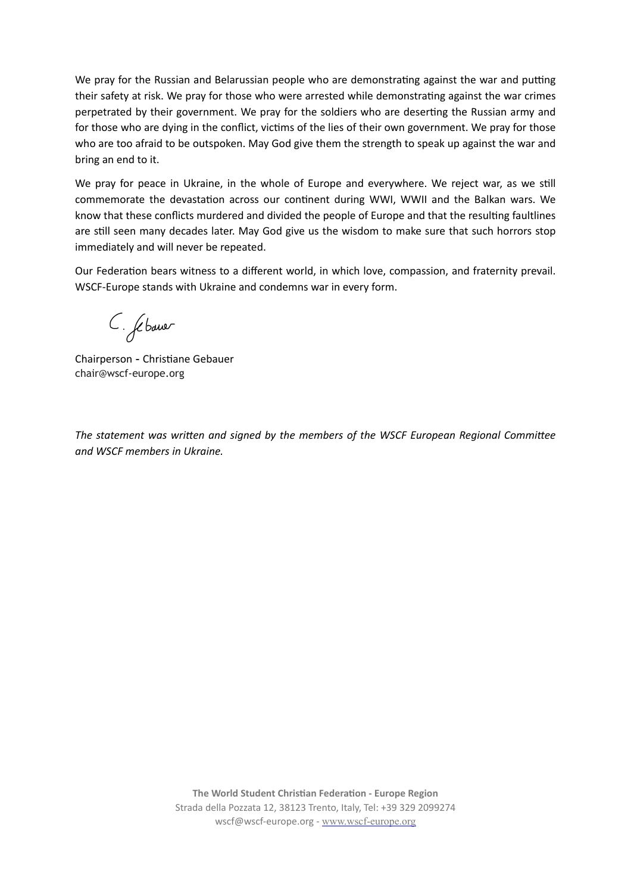We pray for the Russian and Belarussian people who are demonstrating against the war and putting their safety at risk. We pray for those who were arrested while demonstrating against the war crimes perpetrated by their government. We pray for the soldiers who are deserting the Russian army and for those who are dying in the conflict, victims of the lies of their own government. We pray for those who are too afraid to be outspoken. May God give them the strength to speak up against the war and bring an end to it.

We pray for peace in Ukraine, in the whole of Europe and everywhere. We reject war, as we still commemorate the devastation across our continent during WWI, WWII and the Balkan wars. We know that these conflicts murdered and divided the people of Europe and that the resulting faultlines are still seen many decades later. May God give us the wisdom to make sure that such horrors stop immediately and will never be repeated.

Our Federation bears witness to a different world, in which love, compassion, and fraternity prevail. WSCF-Europe stands with Ukraine and condemns war in every form.

C. Gebauer

Chairperson - Christiane Gebauer
chair@wscf-europe.org

*The statement was written and signed by the members of the WSCF European Regional Committee and WSCF members in Ukraine.*

**The World Student Christian Federation - Europe Region**
Strada della Pozzata 12, 38123 Trento, Italy, Tel: +39 329 2099274
wscf@wscf-europe.org - www.wscf-europe.org